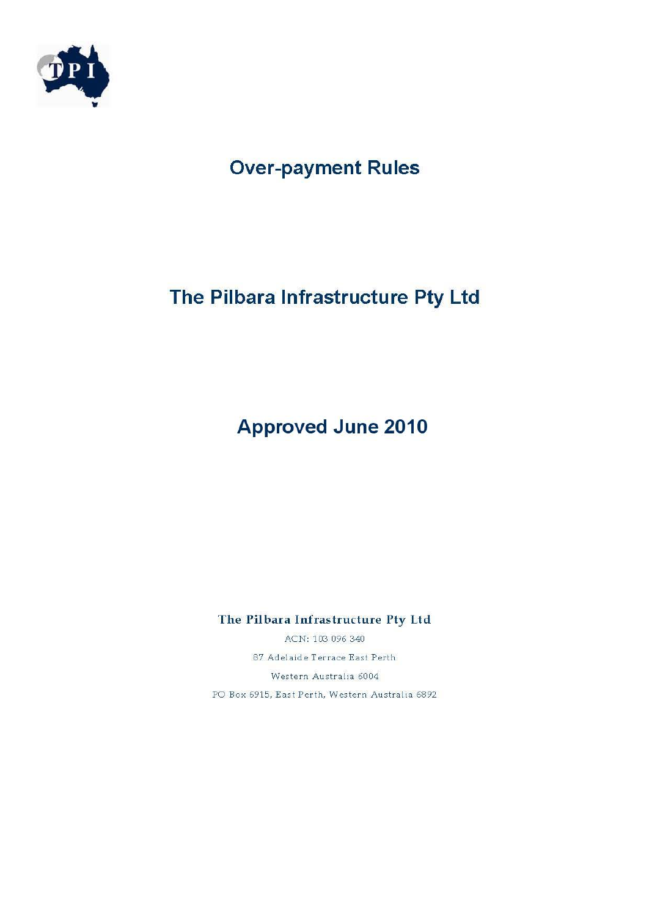# Over-payment Rules

## The Pilbara Infrastructure Pty Ltd

## Approved June 2010

The Pilbara Infrastructure Pty Ltd

ACN: 103 096 340

87 Adelaide Terrace East Perth

Western Australia 6004

PO Box 6915, East Perth, Western Australia 6892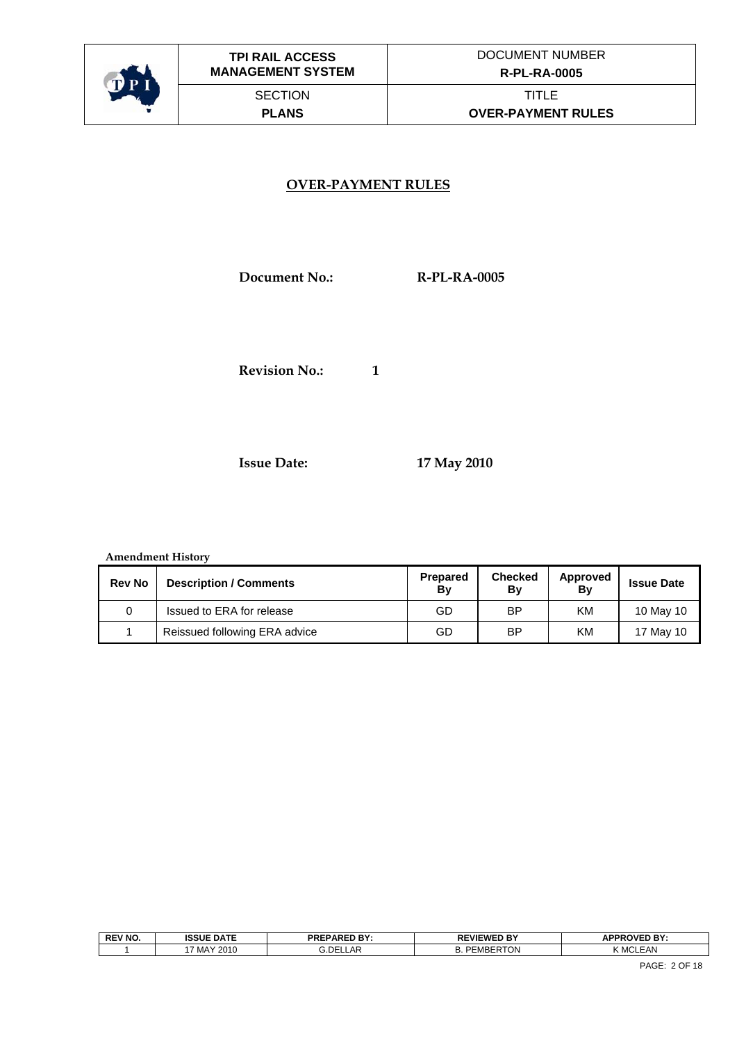# OVER-PAYMENT RULES

**Document No.:** **R-PL-RA-0005**

**Revision No.:** **1**

**Issue Date:** **17 May 2010**

**Amendment History**

| Rev No | Description / Comments | Prepared By | Checked By | Approved By | Issue Date |
|---|---|---|---|---|---|
| 0 | Issued to ERA for release | GD | BP | KM | 10 May 10 |
| 1 | Reissued following ERA advice | GD | BP | KM | 17 May 10 |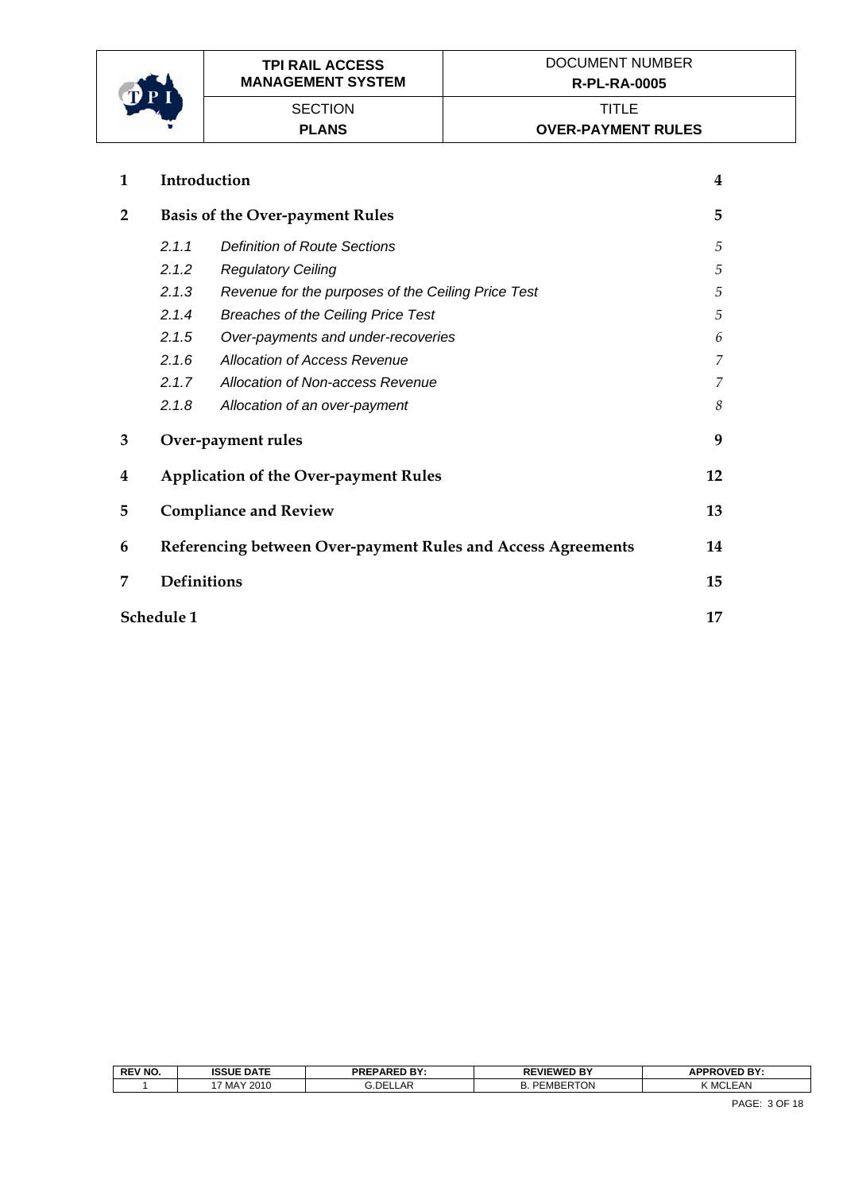| | | |
|---|---|---|
| 1 | Introduction | 4 |
| 2 | Basis of the Over-payment Rules | 5 |
| | *2.1.1 Definition of Route Sections* | *5* |
| | *2.1.2 Regulatory Ceiling* | *5* |
| | *2.1.3 Revenue for the purposes of the Ceiling Price Test* | *5* |
| | *2.1.4 Breaches of the Ceiling Price Test* | *5* |
| | *2.1.5 Over-payments and under-recoveries* | *6* |
| | *2.1.6 Allocation of Access Revenue* | *7* |
| | *2.1.7 Allocation of Non-access Revenue* | *7* |
| | *2.1.8 Allocation of an over-payment* | *8* |
| 3 | Over-payment rules | 9 |
| 4 | Application of the Over-payment Rules | 12 |
| 5 | Compliance and Review | 13 |
| 6 | Referencing between Over-payment Rules and Access Agreements | 14 |
| 7 | Definitions | 15 |
| Schedule 1 | | 17 |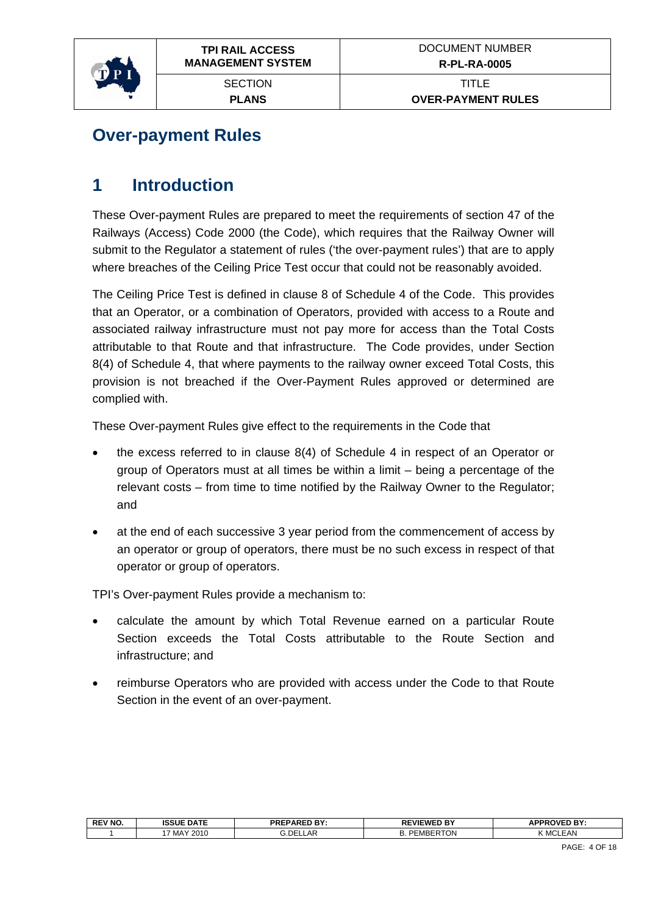# Over-payment Rules

## 1 Introduction

These Over-payment Rules are prepared to meet the requirements of section 47 of the Railways (Access) Code 2000 (the Code), which requires that the Railway Owner will submit to the Regulator a statement of rules ('the over-payment rules') that are to apply where breaches of the Ceiling Price Test occur that could not be reasonably avoided.

The Ceiling Price Test is defined in clause 8 of Schedule 4 of the Code. This provides that an Operator, or a combination of Operators, provided with access to a Route and associated railway infrastructure must not pay more for access than the Total Costs attributable to that Route and that infrastructure. The Code provides, under Section 8(4) of Schedule 4, that where payments to the railway owner exceed Total Costs, this provision is not breached if the Over-Payment Rules approved or determined are complied with.

These Over-payment Rules give effect to the requirements in the Code that

- the excess referred to in clause 8(4) of Schedule 4 in respect of an Operator or group of Operators must at all times be within a limit – being a percentage of the relevant costs – from time to time notified by the Railway Owner to the Regulator; and
- at the end of each successive 3 year period from the commencement of access by an operator or group of operators, there must be no such excess in respect of that operator or group of operators.

TPI's Over-payment Rules provide a mechanism to:

- calculate the amount by which Total Revenue earned on a particular Route Section exceeds the Total Costs attributable to the Route Section and infrastructure; and
- reimburse Operators who are provided with access under the Code to that Route Section in the event of an over-payment.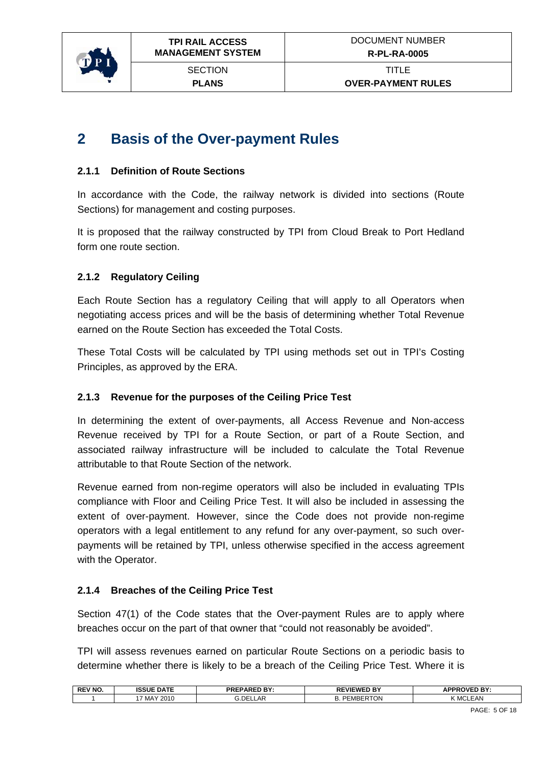# 2 Basis of the Over-payment Rules

### 2.1.1 Definition of Route Sections

In accordance with the Code, the railway network is divided into sections (Route Sections) for management and costing purposes.

It is proposed that the railway constructed by TPI from Cloud Break to Port Hedland form one route section.

### 2.1.2 Regulatory Ceiling

Each Route Section has a regulatory Ceiling that will apply to all Operators when negotiating access prices and will be the basis of determining whether Total Revenue earned on the Route Section has exceeded the Total Costs.

These Total Costs will be calculated by TPI using methods set out in TPI's Costing Principles, as approved by the ERA.

### 2.1.3 Revenue for the purposes of the Ceiling Price Test

In determining the extent of over-payments, all Access Revenue and Non-access Revenue received by TPI for a Route Section, or part of a Route Section, and associated railway infrastructure will be included to calculate the Total Revenue attributable to that Route Section of the network.

Revenue earned from non-regime operators will also be included in evaluating TPIs compliance with Floor and Ceiling Price Test. It will also be included in assessing the extent of over-payment. However, since the Code does not provide non-regime operators with a legal entitlement to any refund for any over-payment, so such over-payments will be retained by TPI, unless otherwise specified in the access agreement with the Operator.

### 2.1.4 Breaches of the Ceiling Price Test

Section 47(1) of the Code states that the Over-payment Rules are to apply where breaches occur on the part of that owner that "could not reasonably be avoided".

TPI will assess revenues earned on particular Route Sections on a periodic basis to determine whether there is likely to be a breach of the Ceiling Price Test. Where it is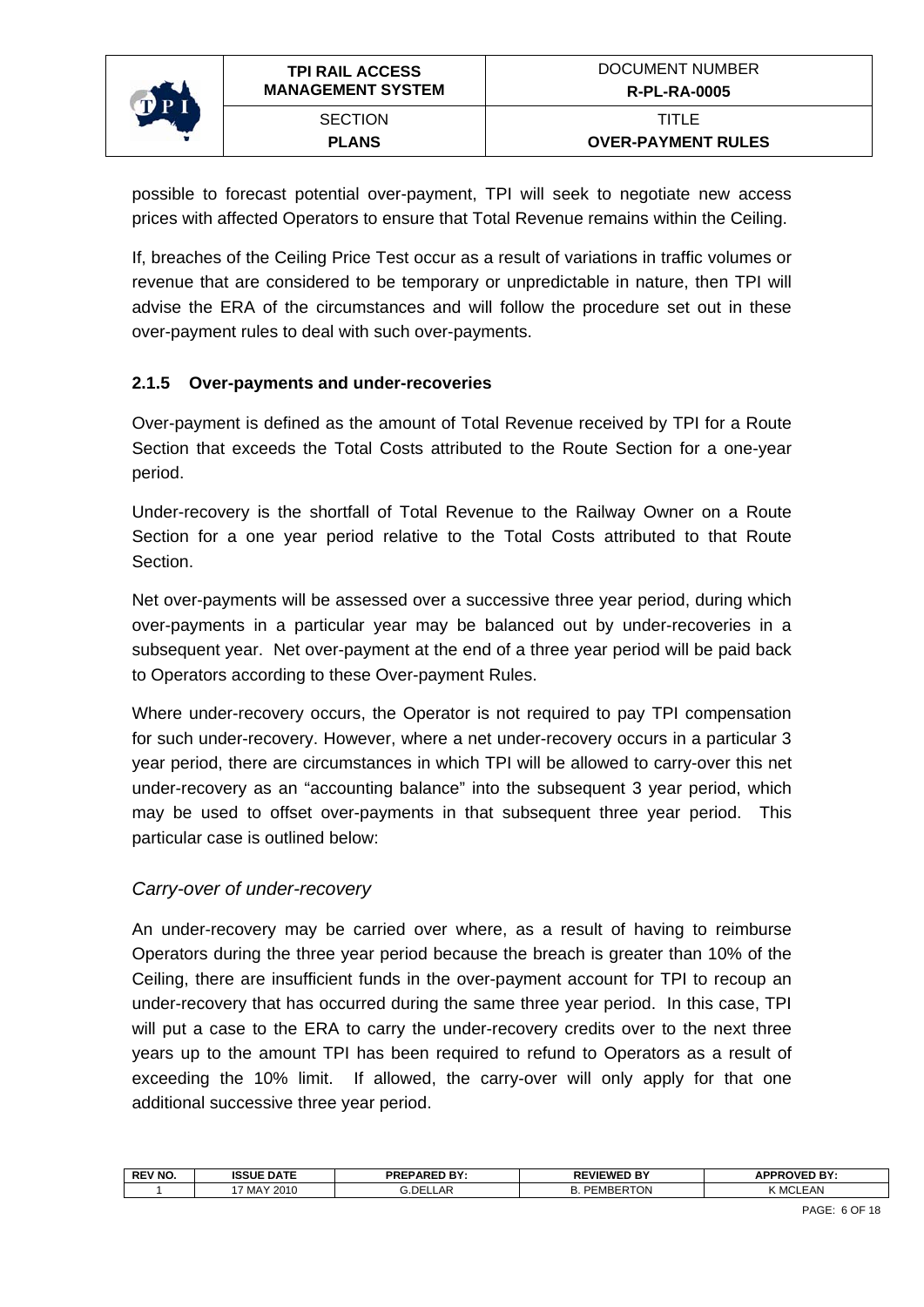possible to forecast potential over-payment, TPI will seek to negotiate new access prices with affected Operators to ensure that Total Revenue remains within the Ceiling.

If, breaches of the Ceiling Price Test occur as a result of variations in traffic volumes or revenue that are considered to be temporary or unpredictable in nature, then TPI will advise the ERA of the circumstances and will follow the procedure set out in these over-payment rules to deal with such over-payments.

### 2.1.5 Over-payments and under-recoveries

Over-payment is defined as the amount of Total Revenue received by TPI for a Route Section that exceeds the Total Costs attributed to the Route Section for a one-year period.

Under-recovery is the shortfall of Total Revenue to the Railway Owner on a Route Section for a one year period relative to the Total Costs attributed to that Route Section.

Net over-payments will be assessed over a successive three year period, during which over-payments in a particular year may be balanced out by under-recoveries in a subsequent year. Net over-payment at the end of a three year period will be paid back to Operators according to these Over-payment Rules.

Where under-recovery occurs, the Operator is not required to pay TPI compensation for such under-recovery. However, where a net under-recovery occurs in a particular 3 year period, there are circumstances in which TPI will be allowed to carry-over this net under-recovery as an "accounting balance" into the subsequent 3 year period, which may be used to offset over-payments in that subsequent three year period. This particular case is outlined below:

*Carry-over of under-recovery*

An under-recovery may be carried over where, as a result of having to reimburse Operators during the three year period because the breach is greater than 10% of the Ceiling, there are insufficient funds in the over-payment account for TPI to recoup an under-recovery that has occurred during the same three year period. In this case, TPI will put a case to the ERA to carry the under-recovery credits over to the next three years up to the amount TPI has been required to refund to Operators as a result of exceeding the 10% limit. If allowed, the carry-over will only apply for that one additional successive three year period.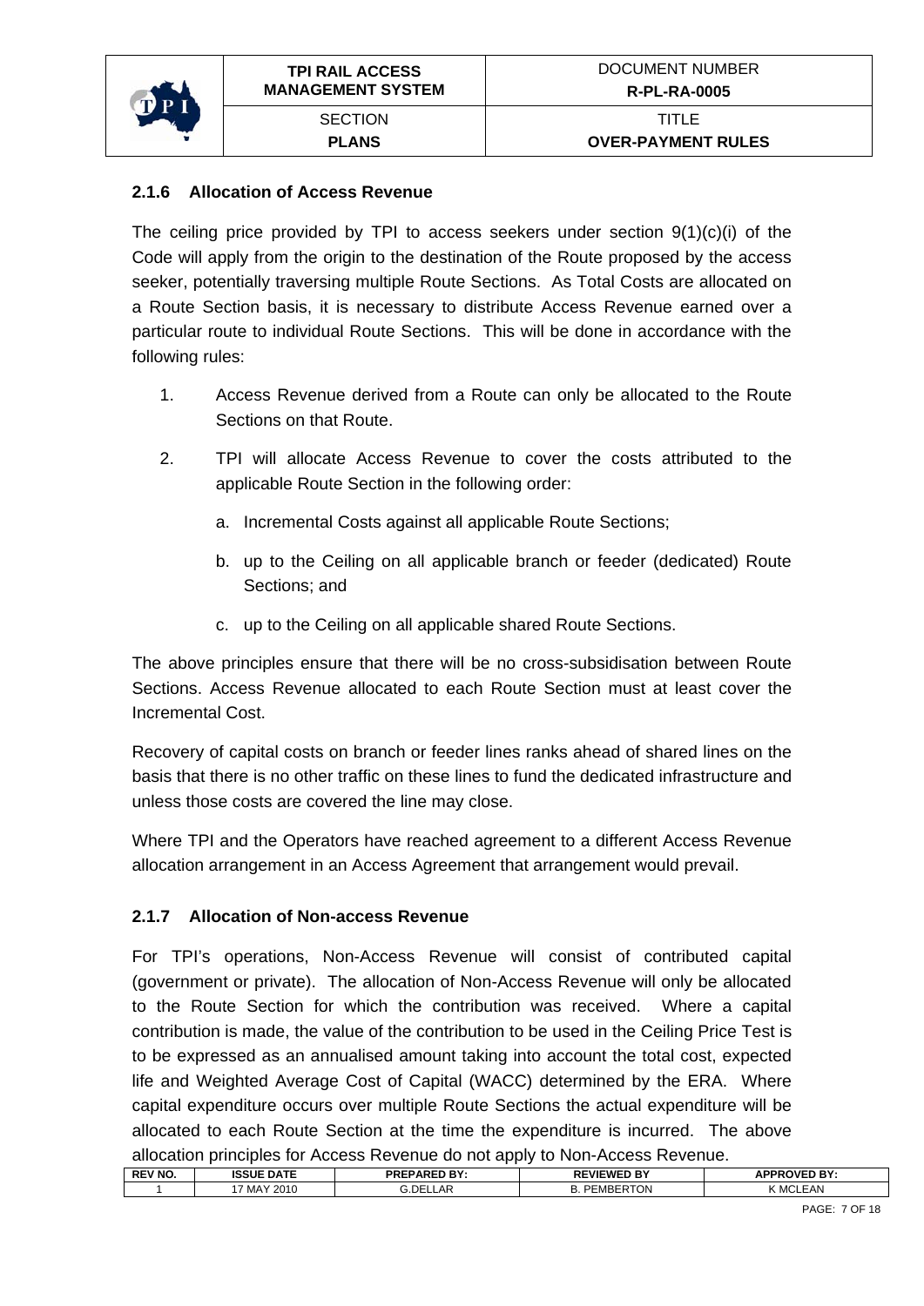### 2.1.6 Allocation of Access Revenue

The ceiling price provided by TPI to access seekers under section 9(1)(c)(i) of the Code will apply from the origin to the destination of the Route proposed by the access seeker, potentially traversing multiple Route Sections. As Total Costs are allocated on a Route Section basis, it is necessary to distribute Access Revenue earned over a particular route to individual Route Sections. This will be done in accordance with the following rules:

1. Access Revenue derived from a Route can only be allocated to the Route Sections on that Route.
2. TPI will allocate Access Revenue to cover the costs attributed to the applicable Route Section in the following order:
   a. Incremental Costs against all applicable Route Sections;
   b. up to the Ceiling on all applicable branch or feeder (dedicated) Route Sections; and
   c. up to the Ceiling on all applicable shared Route Sections.

The above principles ensure that there will be no cross-subsidisation between Route Sections. Access Revenue allocated to each Route Section must at least cover the Incremental Cost.

Recovery of capital costs on branch or feeder lines ranks ahead of shared lines on the basis that there is no other traffic on these lines to fund the dedicated infrastructure and unless those costs are covered the line may close.

Where TPI and the Operators have reached agreement to a different Access Revenue allocation arrangement in an Access Agreement that arrangement would prevail.

### 2.1.7 Allocation of Non-access Revenue

For TPI's operations, Non-Access Revenue will consist of contributed capital (government or private). The allocation of Non-Access Revenue will only be allocated to the Route Section for which the contribution was received. Where a capital contribution is made, the value of the contribution to be used in the Ceiling Price Test is to be expressed as an annualised amount taking into account the total cost, expected life and Weighted Average Cost of Capital (WACC) determined by the ERA. Where capital expenditure occurs over multiple Route Sections the actual expenditure will be allocated to each Route Section at the time the expenditure is incurred. The above allocation principles for Access Revenue do not apply to Non-Access Revenue.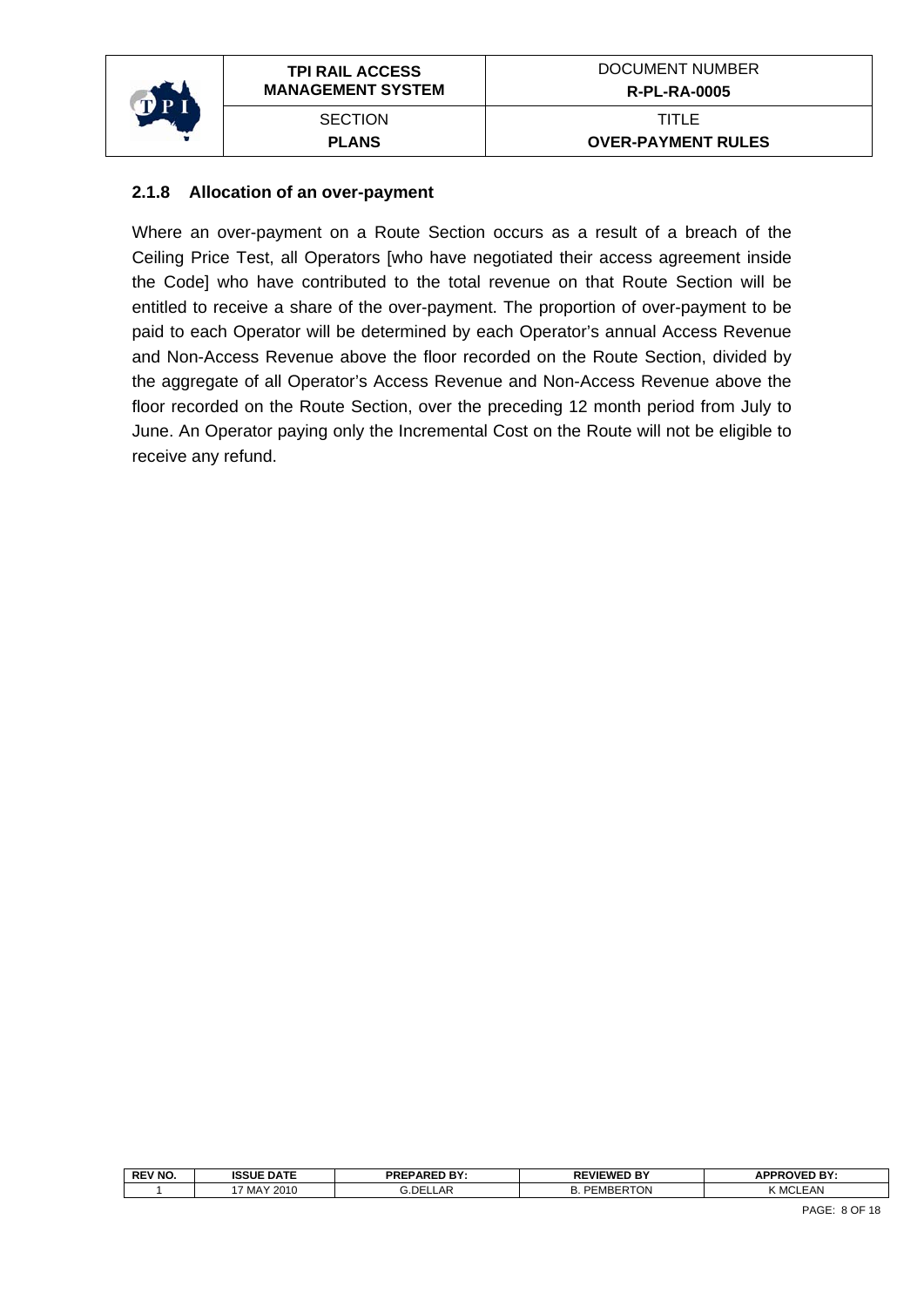### 2.1.8 Allocation of an over-payment

Where an over-payment on a Route Section occurs as a result of a breach of the Ceiling Price Test, all Operators [who have negotiated their access agreement inside the Code] who have contributed to the total revenue on that Route Section will be entitled to receive a share of the over-payment. The proportion of over-payment to be paid to each Operator will be determined by each Operator's annual Access Revenue and Non-Access Revenue above the floor recorded on the Route Section, divided by the aggregate of all Operator's Access Revenue and Non-Access Revenue above the floor recorded on the Route Section, over the preceding 12 month period from July to June. An Operator paying only the Incremental Cost on the Route will not be eligible to receive any refund.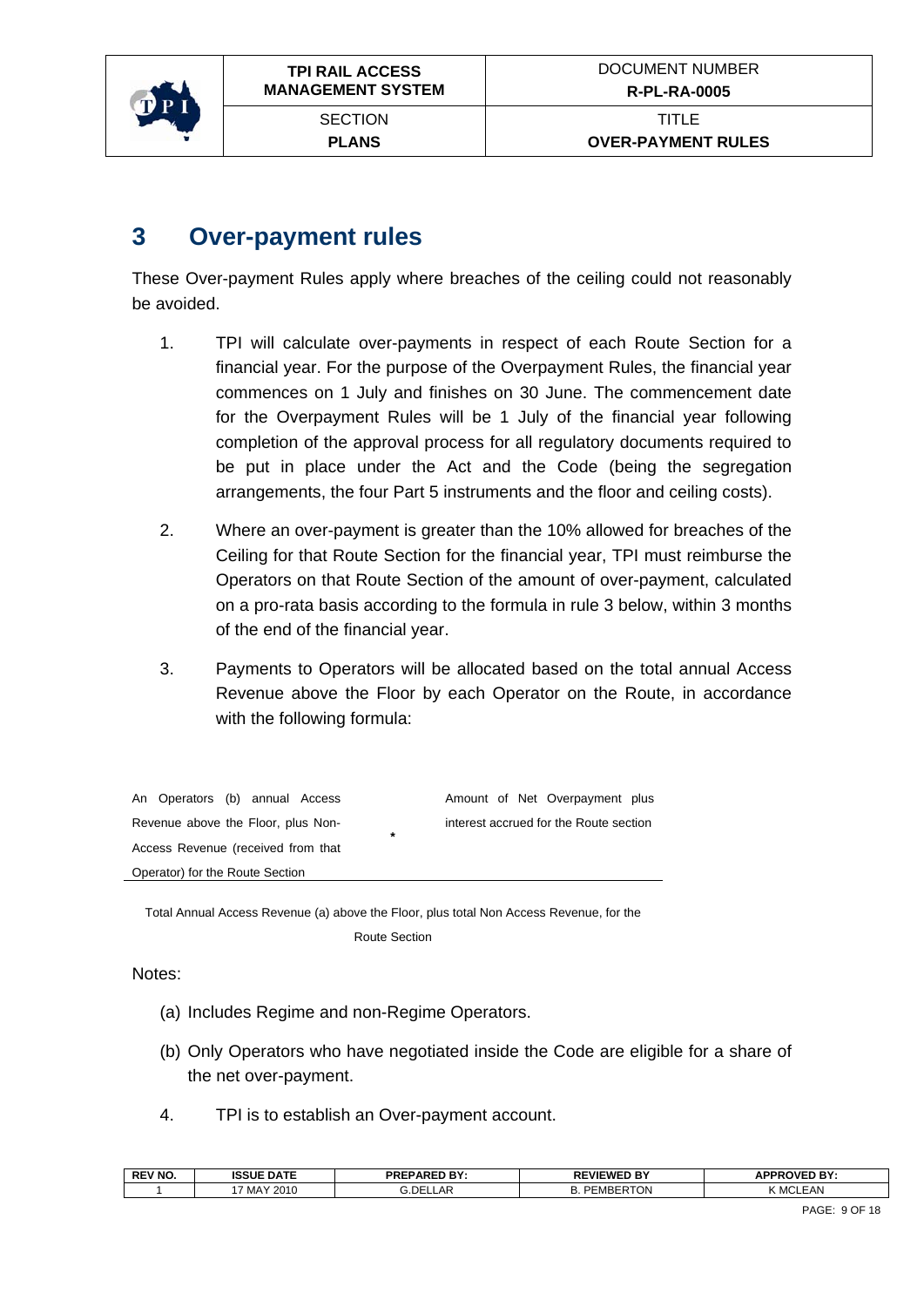# 3 Over-payment rules

These Over-payment Rules apply where breaches of the ceiling could not reasonably be avoided.

1. TPI will calculate over-payments in respect of each Route Section for a financial year. For the purpose of the Overpayment Rules, the financial year commences on 1 July and finishes on 30 June. The commencement date for the Overpayment Rules will be 1 July of the financial year following completion of the approval process for all regulatory documents required to be put in place under the Act and the Code (being the segregation arrangements, the four Part 5 instruments and the floor and ceiling costs).

2. Where an over-payment is greater than the 10% allowed for breaches of the Ceiling for that Route Section for the financial year, TPI must reimburse the Operators on that Route Section of the amount of over-payment, calculated on a pro-rata basis according to the formula in rule 3 below, within 3 months of the end of the financial year.

3. Payments to Operators will be allocated based on the total annual Access Revenue above the Floor by each Operator on the Route, in accordance with the following formula:

$$\frac{\text{An Operators (b) annual Access Revenue above the Floor, plus Non-Access Revenue (received from that Operator) for the Route Section} \ * \ \text{Amount of Net Overpayment plus interest accrued for the Route section}}{\text{Total Annual Access Revenue (a) above the Floor, plus total Non Access Revenue, for the Route Section}}$$

Notes:

(a) Includes Regime and non-Regime Operators.

(b) Only Operators who have negotiated inside the Code are eligible for a share of the net over-payment.

4. TPI is to establish an Over-payment account.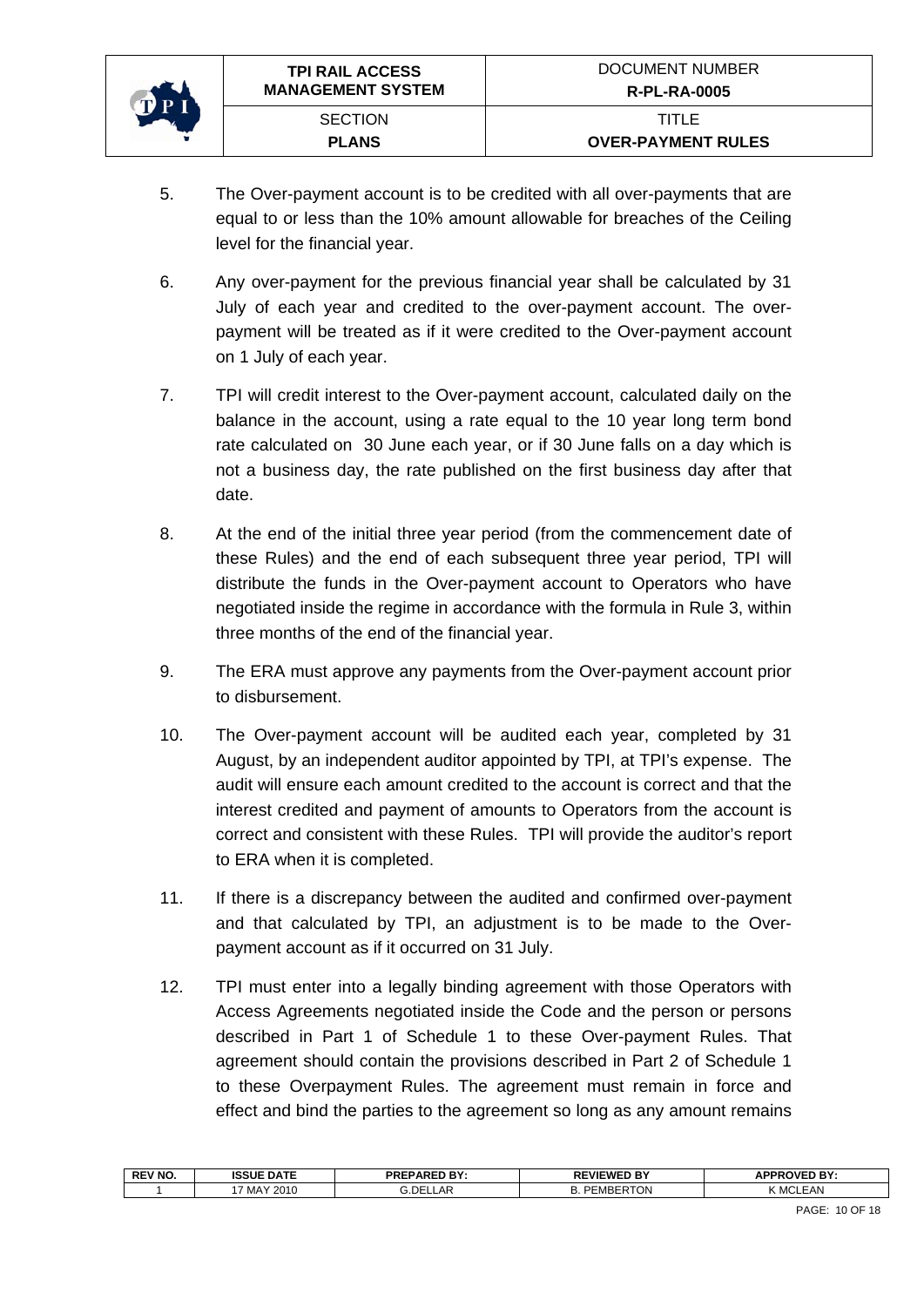5. The Over-payment account is to be credited with all over-payments that are equal to or less than the 10% amount allowable for breaches of the Ceiling level for the financial year.

6. Any over-payment for the previous financial year shall be calculated by 31 July of each year and credited to the over-payment account. The over-payment will be treated as if it were credited to the Over-payment account on 1 July of each year.

7. TPI will credit interest to the Over-payment account, calculated daily on the balance in the account, using a rate equal to the 10 year long term bond rate calculated on 30 June each year, or if 30 June falls on a day which is not a business day, the rate published on the first business day after that date.

8. At the end of the initial three year period (from the commencement date of these Rules) and the end of each subsequent three year period, TPI will distribute the funds in the Over-payment account to Operators who have negotiated inside the regime in accordance with the formula in Rule 3, within three months of the end of the financial year.

9. The ERA must approve any payments from the Over-payment account prior to disbursement.

10. The Over-payment account will be audited each year, completed by 31 August, by an independent auditor appointed by TPI, at TPI's expense. The audit will ensure each amount credited to the account is correct and that the interest credited and payment of amounts to Operators from the account is correct and consistent with these Rules. TPI will provide the auditor's report to ERA when it is completed.

11. If there is a discrepancy between the audited and confirmed over-payment and that calculated by TPI, an adjustment is to be made to the Over-payment account as if it occurred on 31 July.

12. TPI must enter into a legally binding agreement with those Operators with Access Agreements negotiated inside the Code and the person or persons described in Part 1 of Schedule 1 to these Over-payment Rules. That agreement should contain the provisions described in Part 2 of Schedule 1 to these Overpayment Rules. The agreement must remain in force and effect and bind the parties to the agreement so long as any amount remains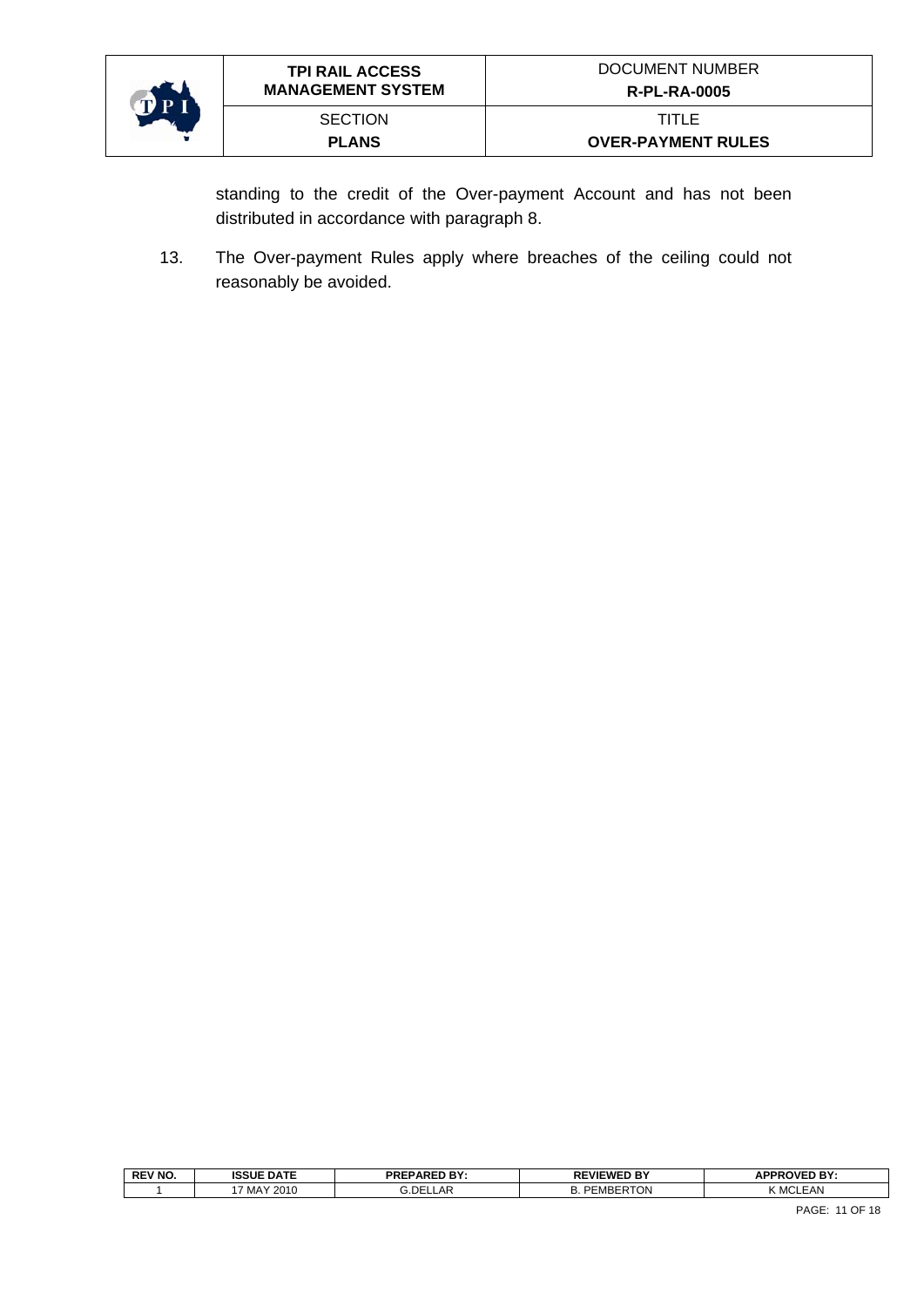standing to the credit of the Over-payment Account and has not been distributed in accordance with paragraph 8.

13. The Over-payment Rules apply where breaches of the ceiling could not reasonably be avoided.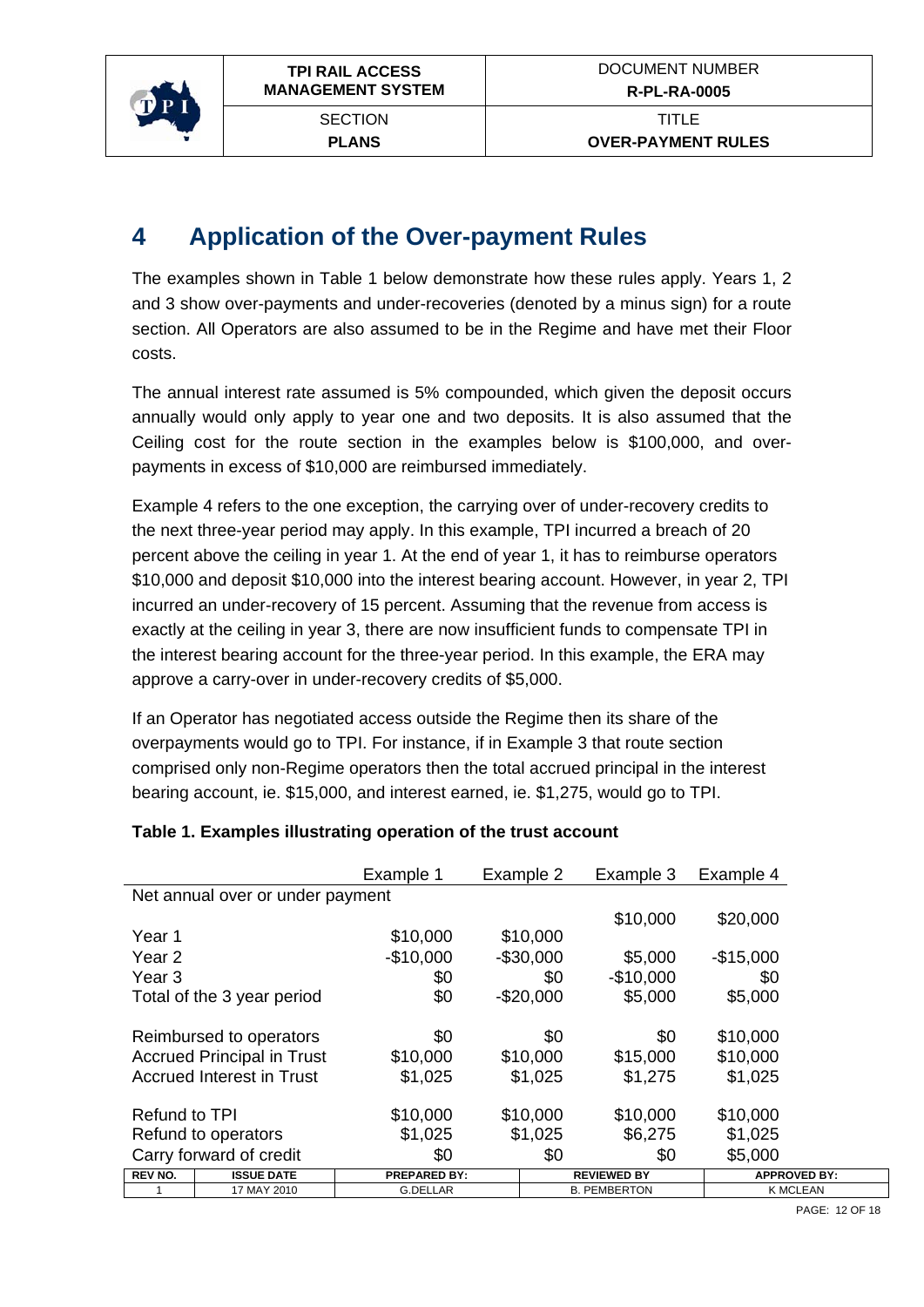# 4 Application of the Over-payment Rules

The examples shown in Table 1 below demonstrate how these rules apply. Years 1, 2 and 3 show over-payments and under-recoveries (denoted by a minus sign) for a route section. All Operators are also assumed to be in the Regime and have met their Floor costs.

The annual interest rate assumed is 5% compounded, which given the deposit occurs annually would only apply to year one and two deposits. It is also assumed that the Ceiling cost for the route section in the examples below is $100,000, and over-payments in excess of $10,000 are reimbursed immediately.

Example 4 refers to the one exception, the carrying over of under-recovery credits to the next three-year period may apply. In this example, TPI incurred a breach of 20 percent above the ceiling in year 1. At the end of year 1, it has to reimburse operators $10,000 and deposit $10,000 into the interest bearing account. However, in year 2, TPI incurred an under-recovery of 15 percent. Assuming that the revenue from access is exactly at the ceiling in year 3, there are now insufficient funds to compensate TPI in the interest bearing account for the three-year period. In this example, the ERA may approve a carry-over in under-recovery credits of $5,000.

If an Operator has negotiated access outside the Regime then its share of the overpayments would go to TPI. For instance, if in Example 3 that route section comprised only non-Regime operators then the total accrued principal in the interest bearing account, ie. $15,000, and interest earned, ie. $1,275, would go to TPI.

**Table 1. Examples illustrating operation of the trust account**

| | Example 1 | Example 2 | Example 3 | Example 4 |
|---|---|---|---|---|
| Net annual over or under payment | | | | |
| Year 1 | $10,000 | $10,000 | $10,000 | $20,000 |
| Year 2 | -$10,000 | -$30,000 | $5,000 | -$15,000 |
| Year 3 | $0 | $0 | -$10,000 | $0 |
| Total of the 3 year period | $0 | -$20,000 | $5,000 | $5,000 |
| | | | | |
| Reimbursed to operators | $0 | $0 | $0 | $10,000 |
| Accrued Principal in Trust | $10,000 | $10,000 | $15,000 | $10,000 |
| Accrued Interest in Trust | $1,025 | $1,025 | $1,275 | $1,025 |
| | | | | |
| Refund to TPI | $10,000 | $10,000 | $10,000 | $10,000 |
| Refund to operators | $1,025 | $1,025 | $6,275 | $1,025 |
| Carry forward of credit | $0 | $0 | $0 | $5,000 |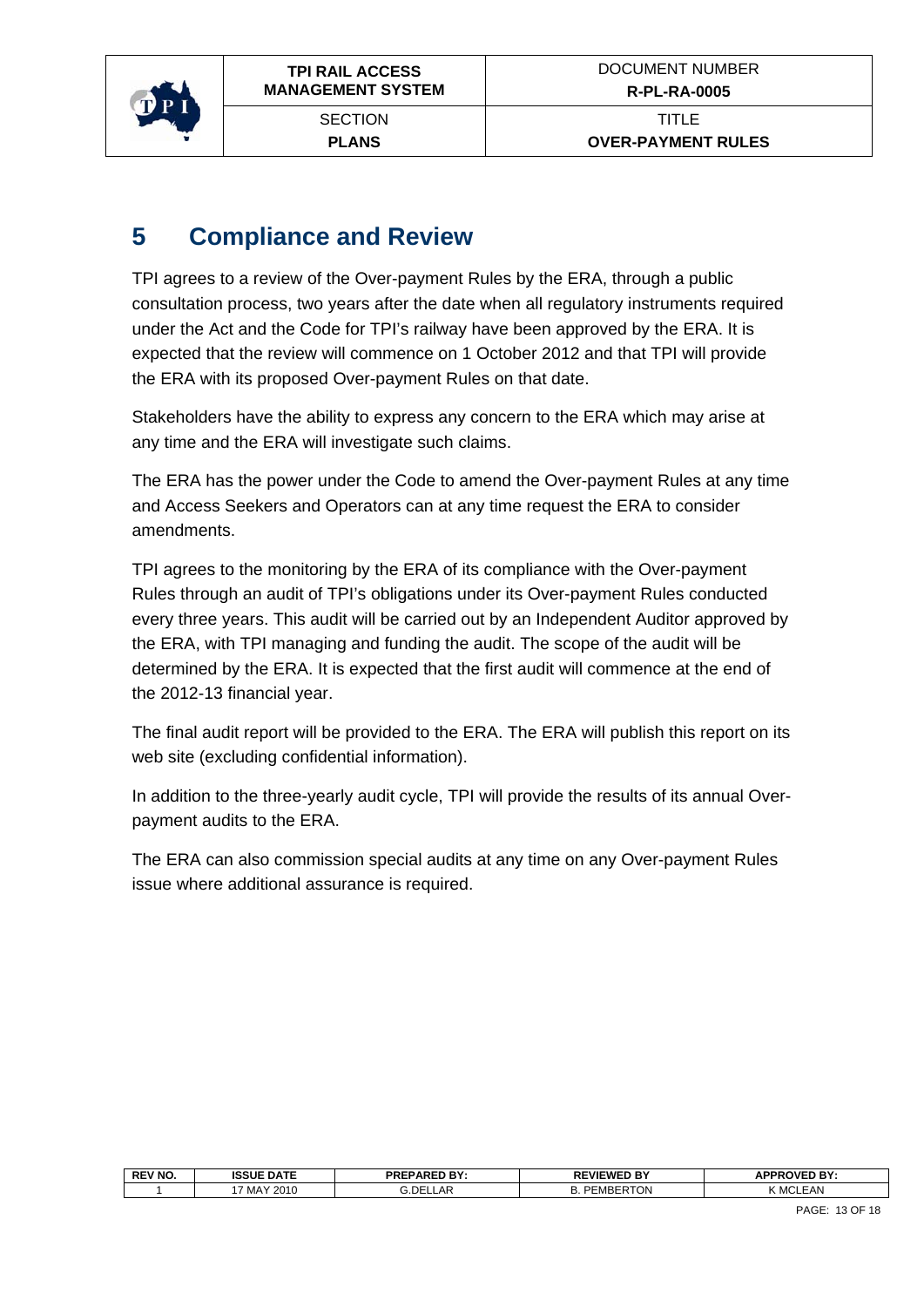# 5 Compliance and Review

TPI agrees to a review of the Over-payment Rules by the ERA, through a public consultation process, two years after the date when all regulatory instruments required under the Act and the Code for TPI's railway have been approved by the ERA. It is expected that the review will commence on 1 October 2012 and that TPI will provide the ERA with its proposed Over-payment Rules on that date.

Stakeholders have the ability to express any concern to the ERA which may arise at any time and the ERA will investigate such claims.

The ERA has the power under the Code to amend the Over-payment Rules at any time and Access Seekers and Operators can at any time request the ERA to consider amendments.

TPI agrees to the monitoring by the ERA of its compliance with the Over-payment Rules through an audit of TPI's obligations under its Over-payment Rules conducted every three years. This audit will be carried out by an Independent Auditor approved by the ERA, with TPI managing and funding the audit. The scope of the audit will be determined by the ERA. It is expected that the first audit will commence at the end of the 2012-13 financial year.

The final audit report will be provided to the ERA. The ERA will publish this report on its web site (excluding confidential information).

In addition to the three-yearly audit cycle, TPI will provide the results of its annual Over-payment audits to the ERA.

The ERA can also commission special audits at any time on any Over-payment Rules issue where additional assurance is required.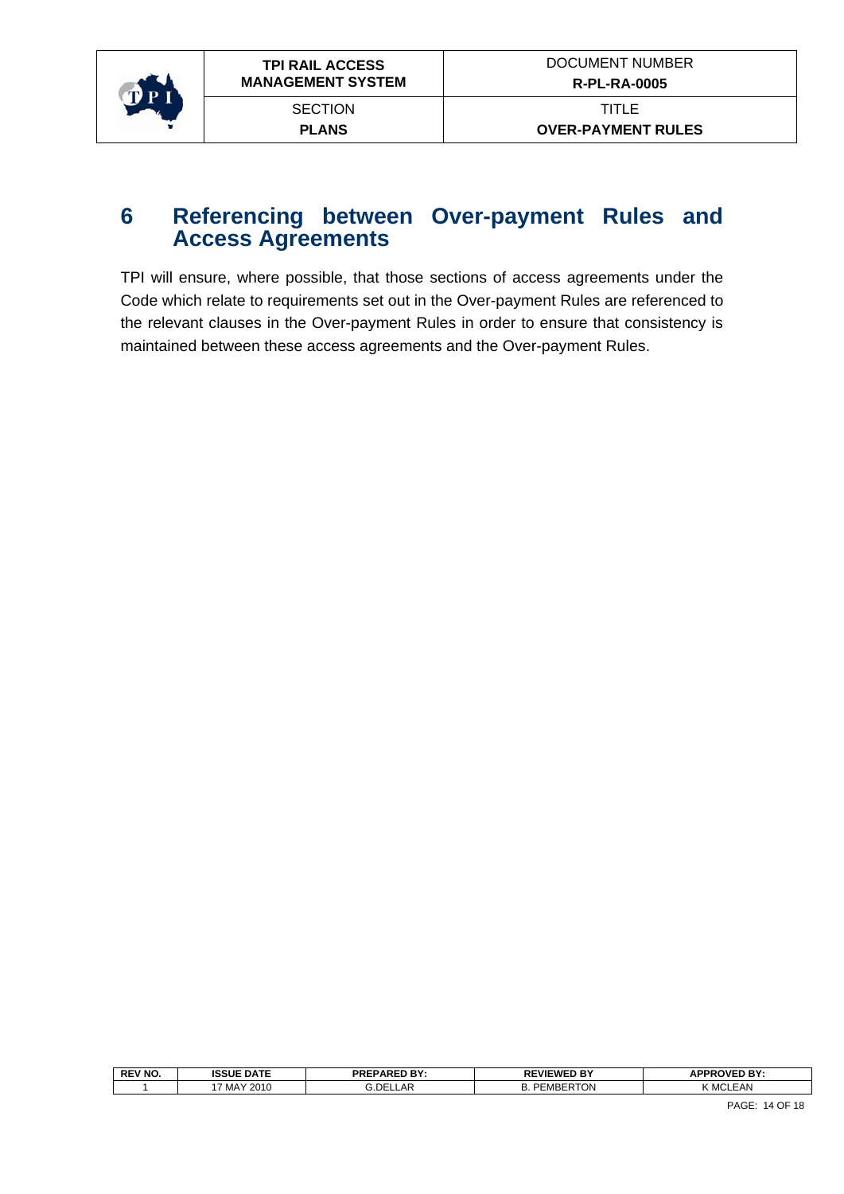# 6 Referencing between Over-payment Rules and Access Agreements

TPI will ensure, where possible, that those sections of access agreements under the Code which relate to requirements set out in the Over-payment Rules are referenced to the relevant clauses in the Over-payment Rules in order to ensure that consistency is maintained between these access agreements and the Over-payment Rules.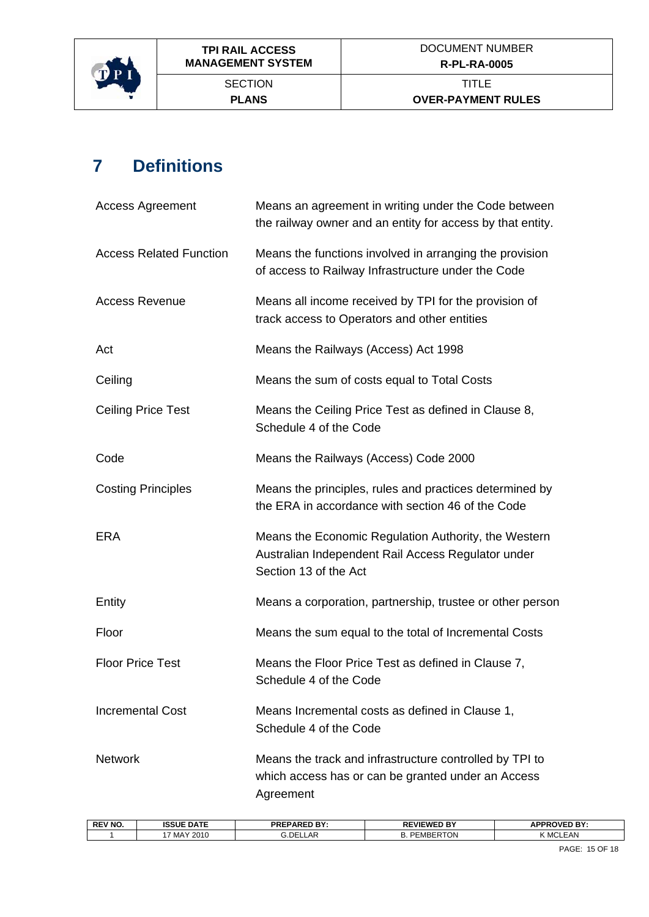# 7 Definitions

| | |
|---|---|
| Access Agreement | Means an agreement in writing under the Code between the railway owner and an entity for access by that entity. |
| Access Related Function | Means the functions involved in arranging the provision of access to Railway Infrastructure under the Code |
| Access Revenue | Means all income received by TPI for the provision of track access to Operators and other entities |
| Act | Means the Railways (Access) Act 1998 |
| Ceiling | Means the sum of costs equal to Total Costs |
| Ceiling Price Test | Means the Ceiling Price Test as defined in Clause 8, Schedule 4 of the Code |
| Code | Means the Railways (Access) Code 2000 |
| Costing Principles | Means the principles, rules and practices determined by the ERA in accordance with section 46 of the Code |
| ERA | Means the Economic Regulation Authority, the Western Australian Independent Rail Access Regulator under Section 13 of the Act |
| Entity | Means a corporation, partnership, trustee or other person |
| Floor | Means the sum equal to the total of Incremental Costs |
| Floor Price Test | Means the Floor Price Test as defined in Clause 7, Schedule 4 of the Code |
| Incremental Cost | Means Incremental costs as defined in Clause 1, Schedule 4 of the Code |
| Network | Means the track and infrastructure controlled by TPI to which access has or can be granted under an Access Agreement |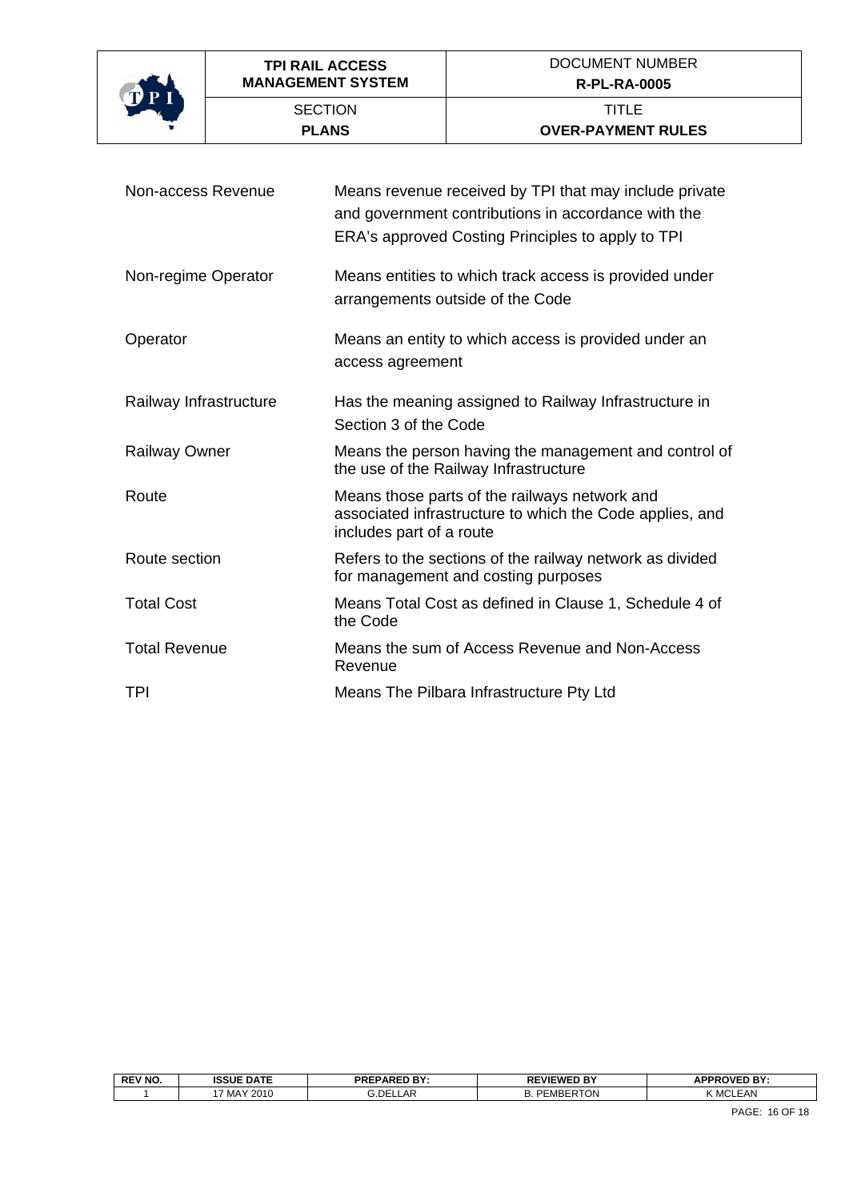| | |
|---|---|
| Non-access Revenue | Means revenue received by TPI that may include private and government contributions in accordance with the ERA's approved Costing Principles to apply to TPI |
| Non-regime Operator | Means entities to which track access is provided under arrangements outside of the Code |
| Operator | Means an entity to which access is provided under an access agreement |
| Railway Infrastructure | Has the meaning assigned to Railway Infrastructure in Section 3 of the Code |
| Railway Owner | Means the person having the management and control of the use of the Railway Infrastructure |
| Route | Means those parts of the railways network and associated infrastructure to which the Code applies, and includes part of a route |
| Route section | Refers to the sections of the railway network as divided for management and costing purposes |
| Total Cost | Means Total Cost as defined in Clause 1, Schedule 4 of the Code |
| Total Revenue | Means the sum of Access Revenue and Non-Access Revenue |
| TPI | Means The Pilbara Infrastructure Pty Ltd |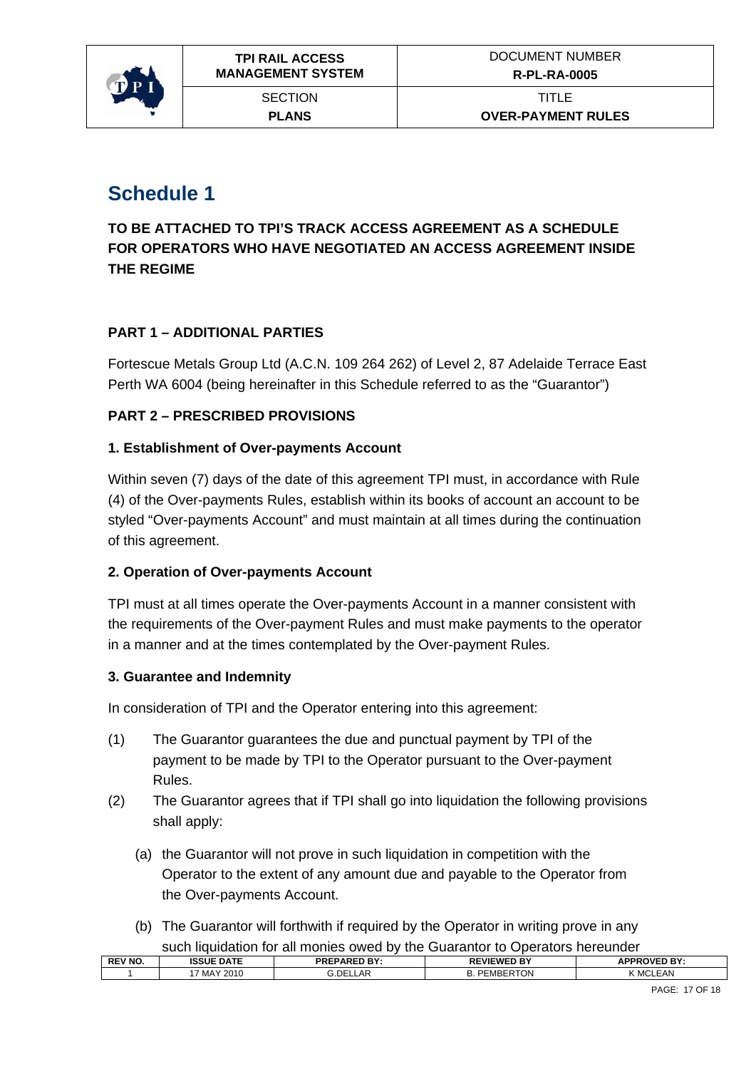# Schedule 1

**TO BE ATTACHED TO TPI'S TRACK ACCESS AGREEMENT AS A SCHEDULE FOR OPERATORS WHO HAVE NEGOTIATED AN ACCESS AGREEMENT INSIDE THE REGIME**

**PART 1 – ADDITIONAL PARTIES**

Fortescue Metals Group Ltd (A.C.N. 109 264 262) of Level 2, 87 Adelaide Terrace East Perth WA 6004 (being hereinafter in this Schedule referred to as the "Guarantor")

**PART 2 – PRESCRIBED PROVISIONS**

**1. Establishment of Over-payments Account**

Within seven (7) days of the date of this agreement TPI must, in accordance with Rule (4) of the Over-payments Rules, establish within its books of account an account to be styled "Over-payments Account" and must maintain at all times during the continuation of this agreement.

**2. Operation of Over-payments Account**

TPI must at all times operate the Over-payments Account in a manner consistent with the requirements of the Over-payment Rules and must make payments to the operator in a manner and at the times contemplated by the Over-payment Rules.

**3. Guarantee and Indemnity**

In consideration of TPI and the Operator entering into this agreement:

(1) The Guarantor guarantees the due and punctual payment by TPI of the payment to be made by TPI to the Operator pursuant to the Over-payment Rules.

(2) The Guarantor agrees that if TPI shall go into liquidation the following provisions shall apply:

(a) the Guarantor will not prove in such liquidation in competition with the Operator to the extent of any amount due and payable to the Operator from the Over-payments Account.

(b) The Guarantor will forthwith if required by the Operator in writing prove in any such liquidation for all monies owed by the Guarantor to Operators hereunder

| REV NO. | ISSUE DATE | PREPARED BY: | REVIEWED BY | APPROVED BY: |
|---|---|---|---|---|
| 1 | 17 MAY 2010 | G.DELLAR | B. PEMBERTON | K MCLEAN |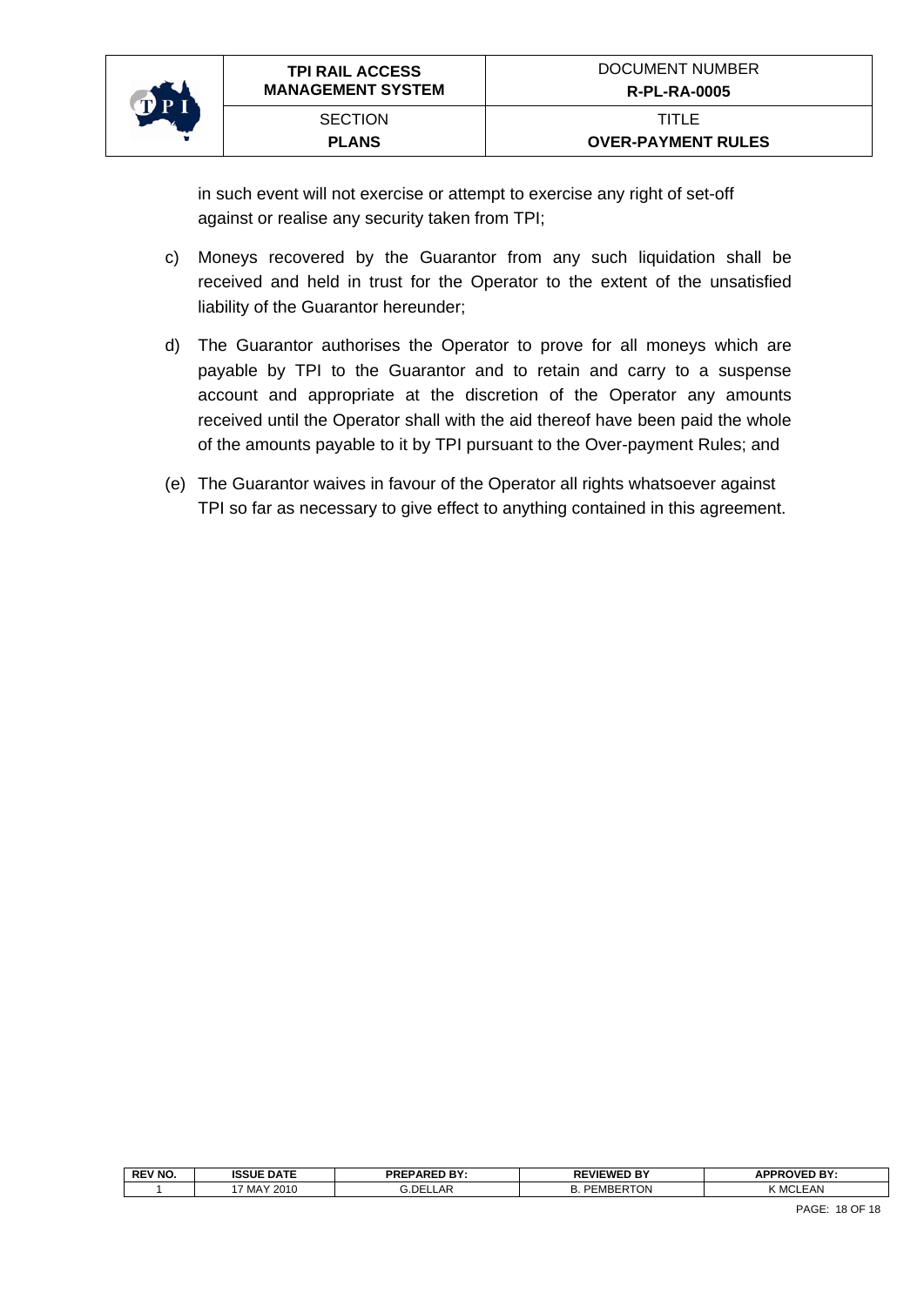in such event will not exercise or attempt to exercise any right of set-off against or realise any security taken from TPI;

c) Moneys recovered by the Guarantor from any such liquidation shall be received and held in trust for the Operator to the extent of the unsatisfied liability of the Guarantor hereunder;

d) The Guarantor authorises the Operator to prove for all moneys which are payable by TPI to the Guarantor and to retain and carry to a suspense account and appropriate at the discretion of the Operator any amounts received until the Operator shall with the aid thereof have been paid the whole of the amounts payable to it by TPI pursuant to the Over-payment Rules; and

(e) The Guarantor waives in favour of the Operator all rights whatsoever against TPI so far as necessary to give effect to anything contained in this agreement.